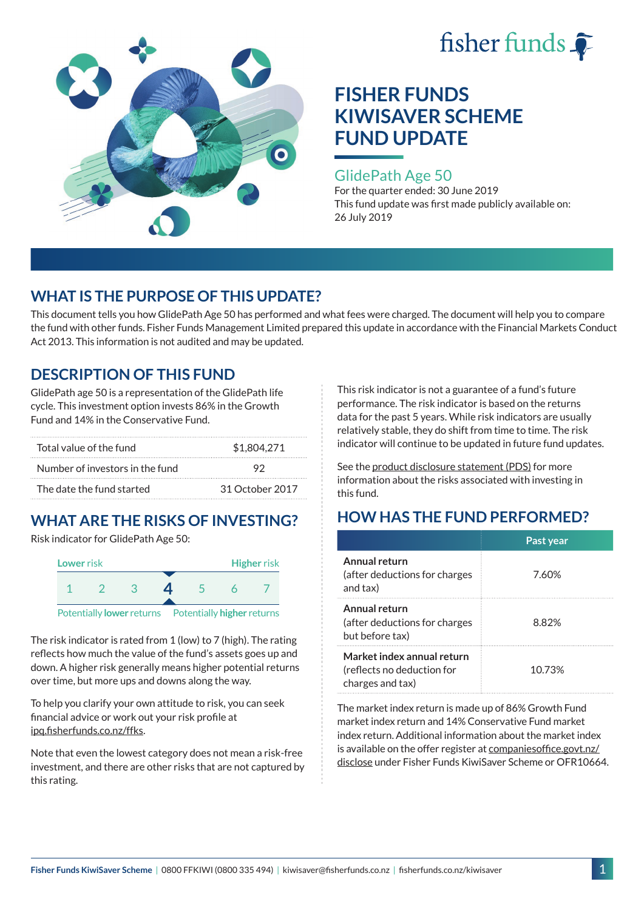fisher funds

# FISHER FUNDS KIWISAVER SCHEME FUND UPDATE

## GlidePath Age 50

For the quarter ended: 30 June 2019
This fund update was first made publicly available on: 26 July 2019

## WHAT IS THE PURPOSE OF THIS UPDATE?

This document tells you how GlidePath Age 50 has performed and what fees were charged. The document will help you to compare the fund with other funds. Fisher Funds Management Limited prepared this update in accordance with the Financial Markets Conduct Act 2013. This information is not audited and may be updated.

## DESCRIPTION OF THIS FUND

GlidePath age 50 is a representation of the GlidePath life cycle. This investment option invests 86% in the Growth Fund and 14% in the Conservative Fund.

| | |
|---|---|
| Total value of the fund | $1,804,271 |
| Number of investors in the fund | 92 |
| The date the fund started | 31 October 2017 |

## WHAT ARE THE RISKS OF INVESTING?

Risk indicator for GlidePath Age 50:

| Lower risk | | | | | | Higher risk |
|---|---|---|---|---|---|---|
| 1 | 2 | 3 | **4** | 5 | 6 | 7 |

Potentially lower returns — Potentially higher returns

The risk indicator is rated from 1 (low) to 7 (high). The rating reflects how much the value of the fund's assets goes up and down. A higher risk generally means higher potential returns over time, but more ups and downs along the way.

To help you clarify your own attitude to risk, you can seek financial advice or work out your risk profile at ipq.fisherfunds.co.nz/ffks.

Note that even the lowest category does not mean a risk-free investment, and there are other risks that are not captured by this rating.

This risk indicator is not a guarantee of a fund's future performance. The risk indicator is based on the returns data for the past 5 years. While risk indicators are usually relatively stable, they do shift from time to time. The risk indicator will continue to be updated in future fund updates.

See the product disclosure statement (PDS) for more information about the risks associated with investing in this fund.

## HOW HAS THE FUND PERFORMED?

| | Past year |
|---|---|
| **Annual return** (after deductions for charges and tax) | 7.60% |
| **Annual return** (after deductions for charges but before tax) | 8.82% |
| **Market index annual return** (reflects no deduction for charges and tax) | 10.73% |

The market index return is made up of 86% Growth Fund market index return and 14% Conservative Fund market index return. Additional information about the market index is available on the offer register at companiesoffice.govt.nz/disclose under Fisher Funds KiwiSaver Scheme or OFR10664.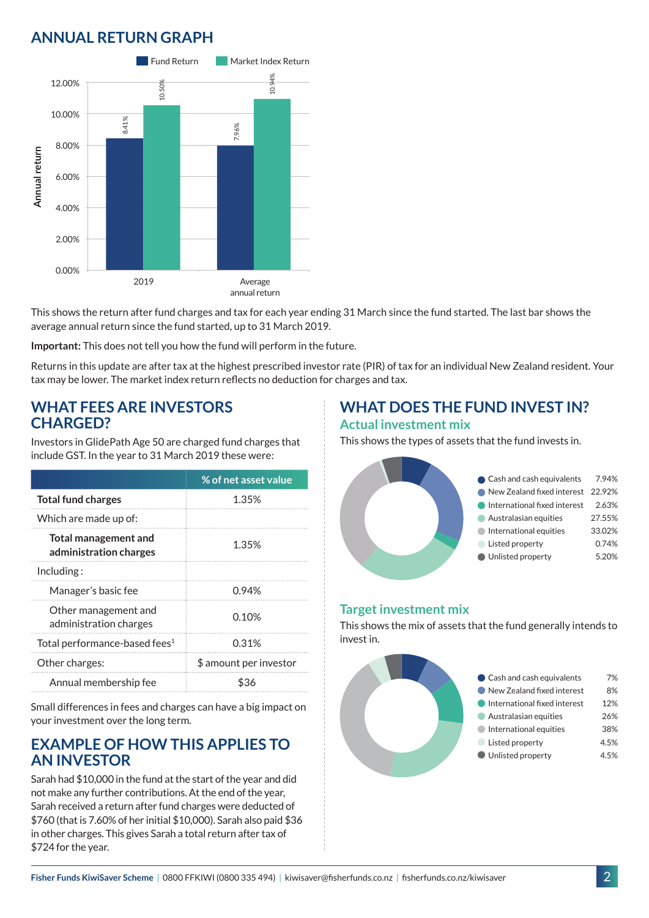## ANNUAL RETURN GRAPH

| | Fund Return | Market Index Return |
|---|---|---|
| 2019 | 8.41% | 10.50% |
| Average annual return | 7.96% | 10.94% |

This shows the return after fund charges and tax for each year ending 31 March since the fund started. The last bar shows the average annual return since the fund started, up to 31 March 2019.

**Important:** This does not tell you how the fund will perform in the future.

Returns in this update are after tax at the highest prescribed investor rate (PIR) of tax for an individual New Zealand resident. Your tax may be lower. The market index return reflects no deduction for charges and tax.

## WHAT FEES ARE INVESTORS CHARGED?

Investors in GlidePath Age 50 are charged fund charges that include GST. In the year to 31 March 2019 these were:

| | % of net asset value |
|---|---|
| **Total fund charges** | 1.35% |
| Which are made up of: | |
| **Total management and administration charges** | 1.35% |
| Including : | |
| Manager's basic fee | 0.94% |
| Other management and administration charges | 0.10% |
| Total performance-based fees[1] | 0.31% |
| Other charges: | $ amount per investor |
| Annual membership fee | $36 |

Small differences in fees and charges can have a big impact on your investment over the long term.

## EXAMPLE OF HOW THIS APPLIES TO AN INVESTOR

Sarah had $10,000 in the fund at the start of the year and did not make any further contributions. At the end of the year, Sarah received a return after fund charges were deducted of $760 (that is 7.60% of her initial $10,000). Sarah also paid $36 in other charges. This gives Sarah a total return after tax of $724 for the year.

## WHAT DOES THE FUND INVEST IN?

### Actual investment mix

This shows the types of assets that the fund invests in.

| Asset | % |
|---|---|
| Cash and cash equivalents | 7.94% |
| New Zealand fixed interest | 22.92% |
| International fixed interest | 2.63% |
| Australasian equities | 27.55% |
| International equities | 33.02% |
| Listed property | 0.74% |
| Unlisted property | 5.20% |

### Target investment mix

This shows the mix of assets that the fund generally intends to invest in.

| Asset | % |
|---|---|
| Cash and cash equivalents | 7% |
| New Zealand fixed interest | 8% |
| International fixed interest | 12% |
| Australasian equities | 26% |
| International equities | 38% |
| Listed property | 4.5% |
| Unlisted property | 4.5% |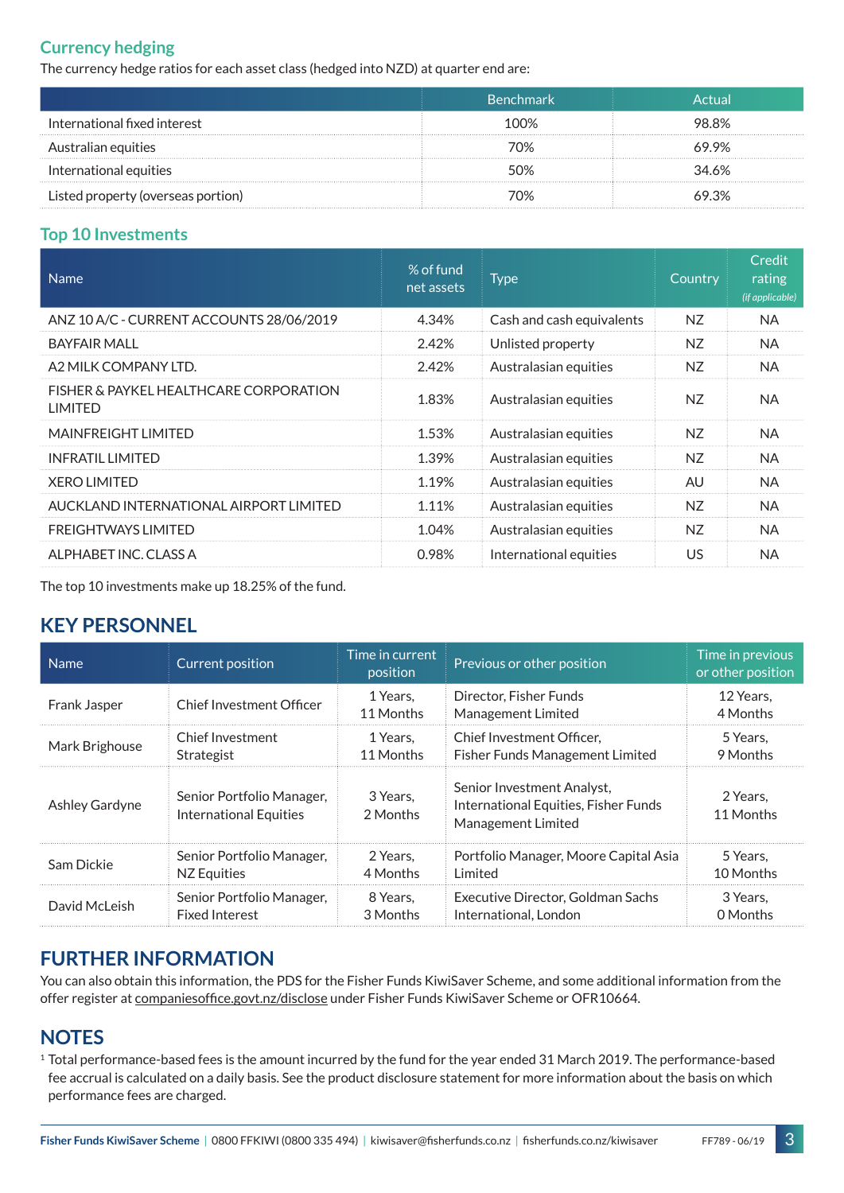## Currency hedging

The currency hedge ratios for each asset class (hedged into NZD) at quarter end are:

| | Benchmark | Actual |
|---|---|---|
| International fixed interest | 100% | 98.8% |
| Australian equities | 70% | 69.9% |
| International equities | 50% | 34.6% |
| Listed property (overseas portion) | 70% | 69.3% |

## Top 10 Investments

| Name | % of fund net assets | Type | Country | Credit rating *(if applicable)* |
|---|---|---|---|---|
| ANZ 10 A/C - CURRENT ACCOUNTS 28/06/2019 | 4.34% | Cash and cash equivalents | NZ | NA |
| BAYFAIR MALL | 2.42% | Unlisted property | NZ | NA |
| A2 MILK COMPANY LTD. | 2.42% | Australasian equities | NZ | NA |
| FISHER & PAYKEL HEALTHCARE CORPORATION LIMITED | 1.83% | Australasian equities | NZ | NA |
| MAINFREIGHT LIMITED | 1.53% | Australasian equities | NZ | NA |
| INFRATIL LIMITED | 1.39% | Australasian equities | NZ | NA |
| XERO LIMITED | 1.19% | Australasian equities | AU | NA |
| AUCKLAND INTERNATIONAL AIRPORT LIMITED | 1.11% | Australasian equities | NZ | NA |
| FREIGHTWAYS LIMITED | 1.04% | Australasian equities | NZ | NA |
| ALPHABET INC. CLASS A | 0.98% | International equities | US | NA |

The top 10 investments make up 18.25% of the fund.

## KEY PERSONNEL

| Name | Current position | Time in current position | Previous or other position | Time in previous or other position |
|---|---|---|---|---|
| Frank Jasper | Chief Investment Officer | 1 Years, 11 Months | Director, Fisher Funds Management Limited | 12 Years, 4 Months |
| Mark Brighouse | Chief Investment Strategist | 1 Years, 11 Months | Chief Investment Officer, Fisher Funds Management Limited | 5 Years, 9 Months |
| Ashley Gardyne | Senior Portfolio Manager, International Equities | 3 Years, 2 Months | Senior Investment Analyst, International Equities, Fisher Funds Management Limited | 2 Years, 11 Months |
| Sam Dickie | Senior Portfolio Manager, NZ Equities | 2 Years, 4 Months | Portfolio Manager, Moore Capital Asia Limited | 5 Years, 10 Months |
| David McLeish | Senior Portfolio Manager, Fixed Interest | 8 Years, 3 Months | Executive Director, Goldman Sachs International, London | 3 Years, 0 Months |

## FURTHER INFORMATION

You can also obtain this information, the PDS for the Fisher Funds KiwiSaver Scheme, and some additional information from the offer register at companiesoffice.govt.nz/disclose under Fisher Funds KiwiSaver Scheme or OFR10664.

## NOTES

[1] Total performance-based fees is the amount incurred by the fund for the year ended 31 March 2019. The performance-based fee accrual is calculated on a daily basis. See the product disclosure statement for more information about the basis on which performance fees are charged.

**Fisher Funds KiwiSaver Scheme** | 0800 FFKIWI (0800 335 494) | kiwisaver@fisherfunds.co.nz | fisherfunds.co.nz/kiwisaver FF789 - 06/19